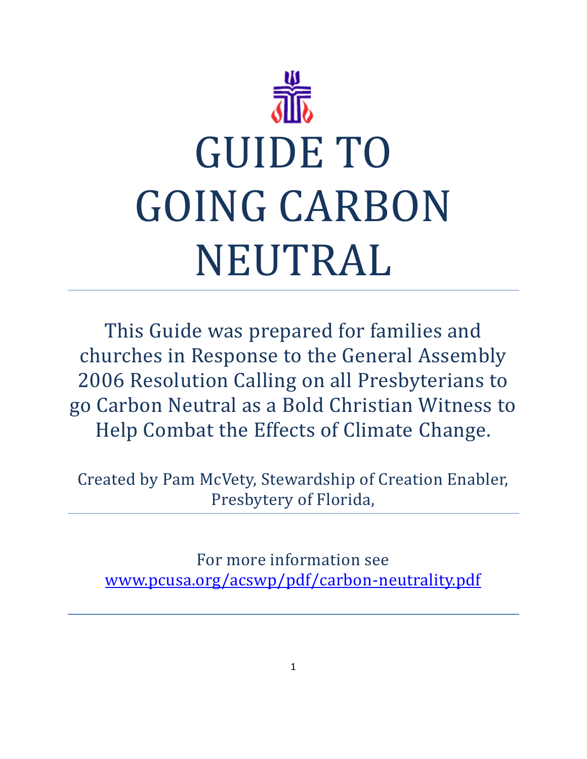# GUIDE TO GOING CARBON NEUTRAL

---

This Guide was prepared for families and churches in Response to the General Assembly 2006 Resolution Calling on all Presbyterians to go Carbon Neutral as a Bold Christian Witness to Help Combat the Effects of Climate Change.

Created by Pam McVety, Stewardship of Creation Enabler, Presbytery of Florida,

---

For more information see [www.pcusa.org/acswp/pdf/carbon-neutrality.pdf](www.pcusa.org/acswp/pdf/carbon-neutrality.pdf)

---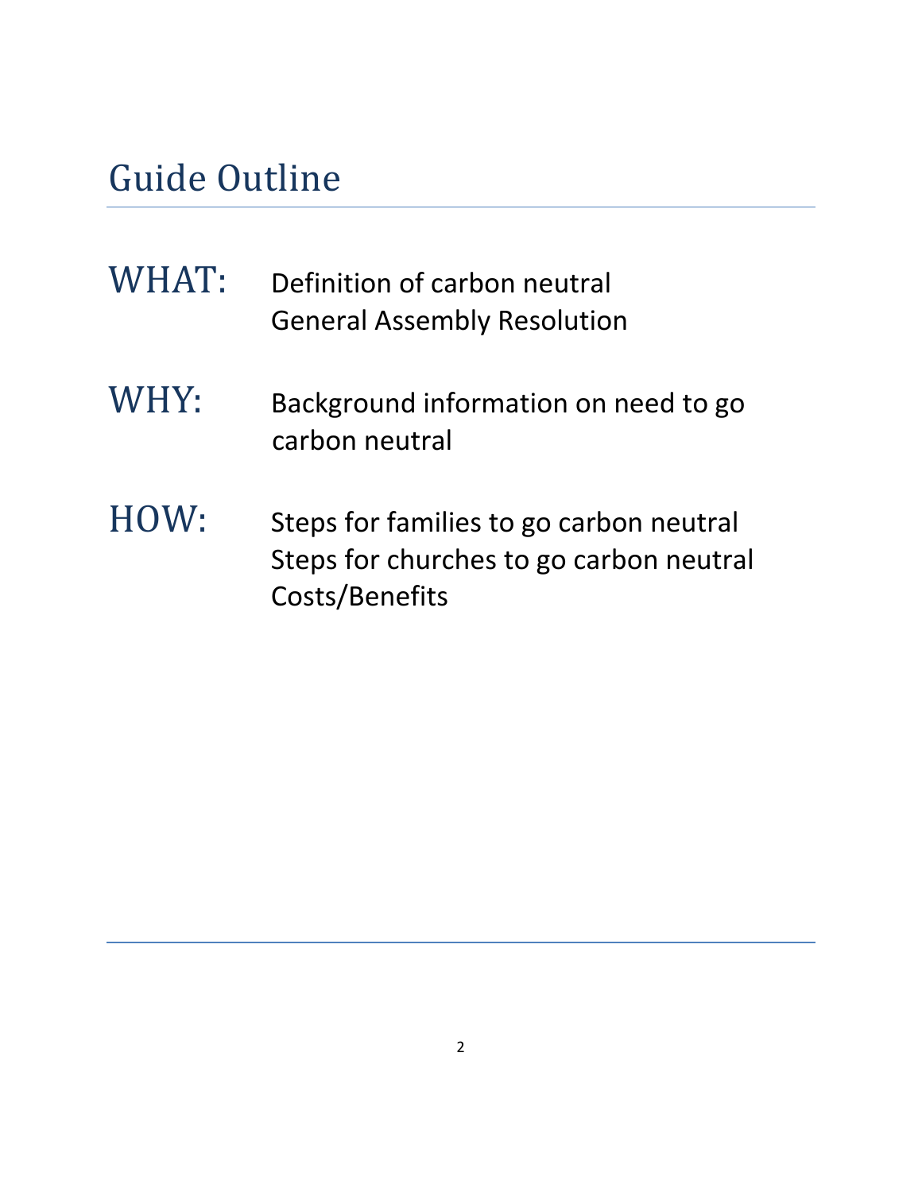# Guide Outline

**WHAT:**
- Definition of carbon neutral
- General Assembly Resolution

**WHY:**
- Background information on need to go carbon neutral

**HOW:**
- Steps for families to go carbon neutral
- Steps for churches to go carbon neutral
- Costs/Benefits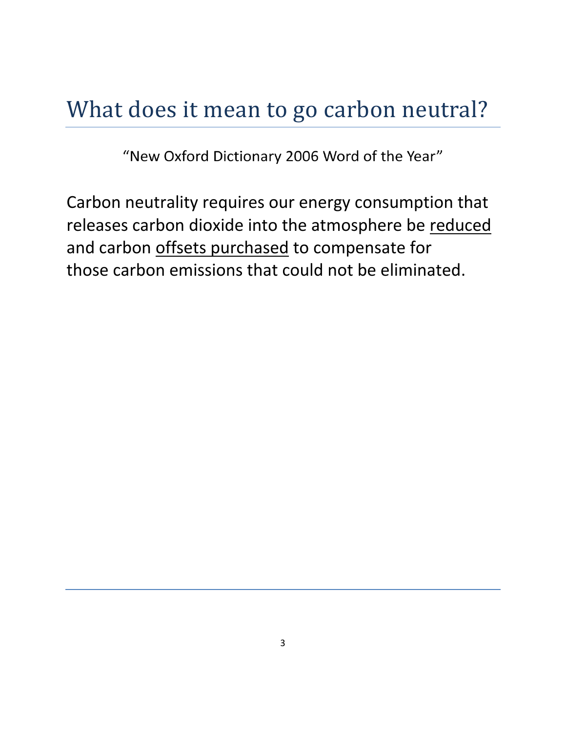# What does it mean to go carbon neutral?

"New Oxford Dictionary 2006 Word of the Year"

Carbon neutrality requires our energy consumption that releases carbon dioxide into the atmosphere be <u>reduced</u> and carbon <u>offsets purchased</u> to compensate for those carbon emissions that could not be eliminated.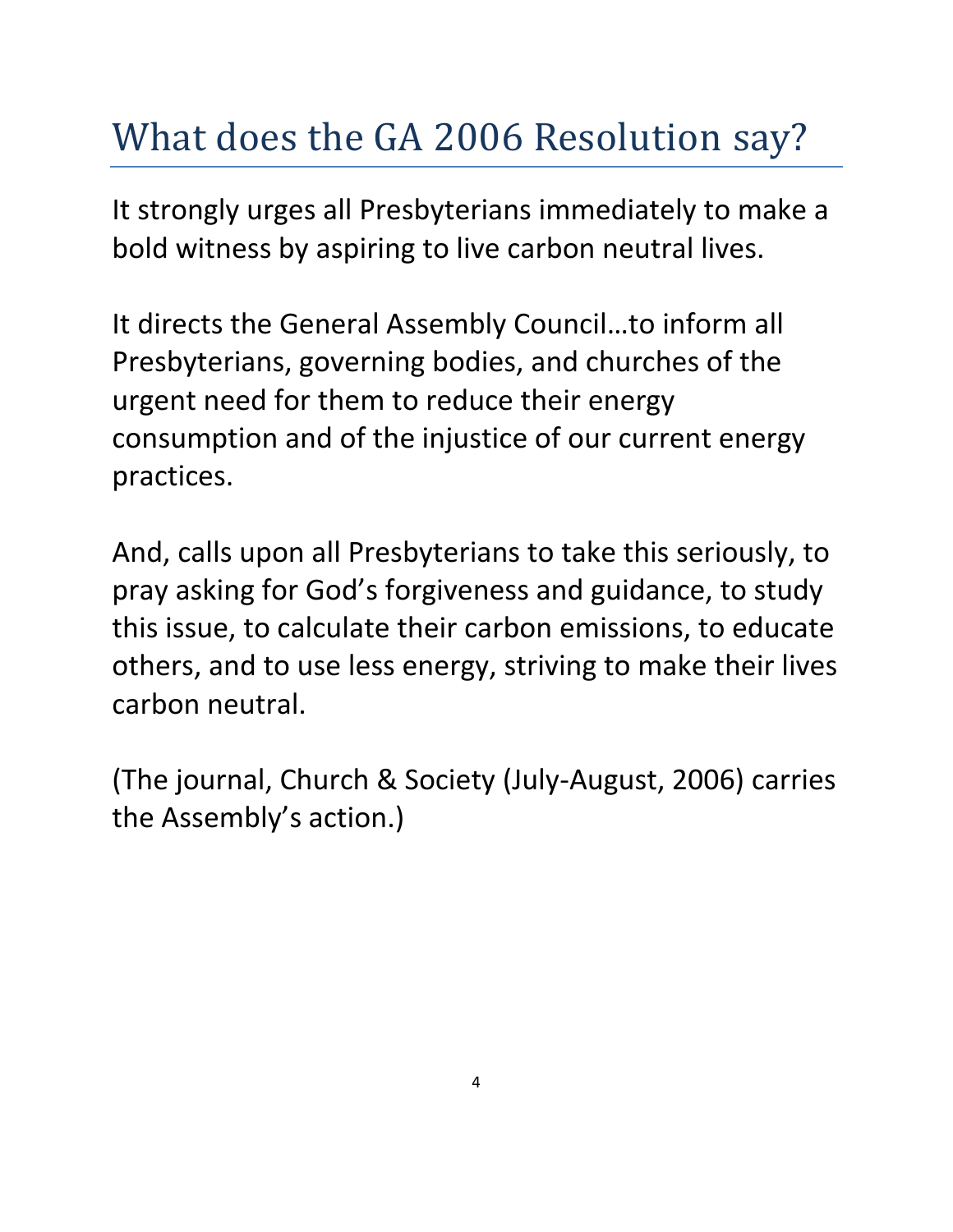# What does the GA 2006 Resolution say?

It strongly urges all Presbyterians immediately to make a bold witness by aspiring to live carbon neutral lives.

It directs the General Assembly Council…to inform all Presbyterians, governing bodies, and churches of the urgent need for them to reduce their energy consumption and of the injustice of our current energy practices.

And, calls upon all Presbyterians to take this seriously, to pray asking for God's forgiveness and guidance, to study this issue, to calculate their carbon emissions, to educate others, and to use less energy, striving to make their lives carbon neutral.

(The journal, Church & Society (July-August, 2006) carries the Assembly's action.)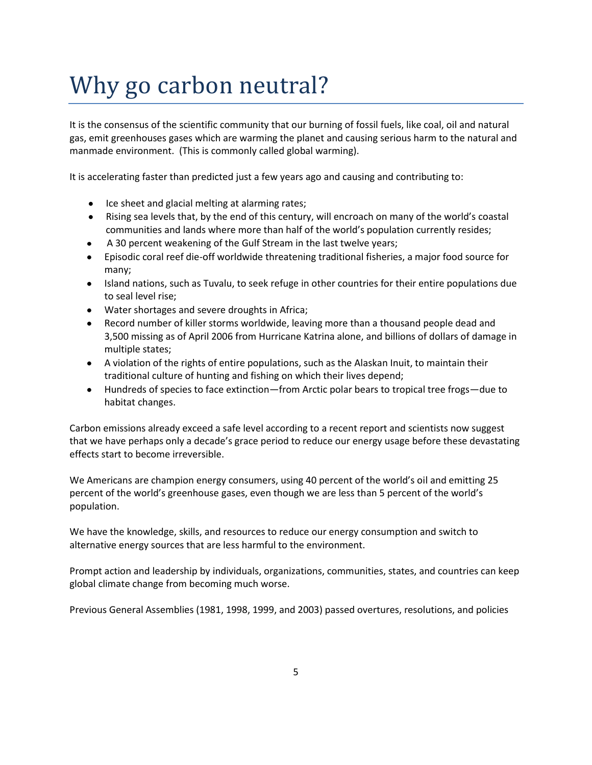# Why go carbon neutral?

It is the consensus of the scientific community that our burning of fossil fuels, like coal, oil and natural gas, emit greenhouses gases which are warming the planet and causing serious harm to the natural and manmade environment. (This is commonly called global warming).

It is accelerating faster than predicted just a few years ago and causing and contributing to:

- Ice sheet and glacial melting at alarming rates;
- Rising sea levels that, by the end of this century, will encroach on many of the world's coastal communities and lands where more than half of the world's population currently resides;
- A 30 percent weakening of the Gulf Stream in the last twelve years;
- Episodic coral reef die-off worldwide threatening traditional fisheries, a major food source for many;
- Island nations, such as Tuvalu, to seek refuge in other countries for their entire populations due to seal level rise;
- Water shortages and severe droughts in Africa;
- Record number of killer storms worldwide, leaving more than a thousand people dead and 3,500 missing as of April 2006 from Hurricane Katrina alone, and billions of dollars of damage in multiple states;
- A violation of the rights of entire populations, such as the Alaskan Inuit, to maintain their traditional culture of hunting and fishing on which their lives depend;
- Hundreds of species to face extinction—from Arctic polar bears to tropical tree frogs—due to habitat changes.

Carbon emissions already exceed a safe level according to a recent report and scientists now suggest that we have perhaps only a decade's grace period to reduce our energy usage before these devastating effects start to become irreversible.

We Americans are champion energy consumers, using 40 percent of the world's oil and emitting 25 percent of the world's greenhouse gases, even though we are less than 5 percent of the world's population.

We have the knowledge, skills, and resources to reduce our energy consumption and switch to alternative energy sources that are less harmful to the environment.

Prompt action and leadership by individuals, organizations, communities, states, and countries can keep global climate change from becoming much worse.

Previous General Assemblies (1981, 1998, 1999, and 2003) passed overtures, resolutions, and policies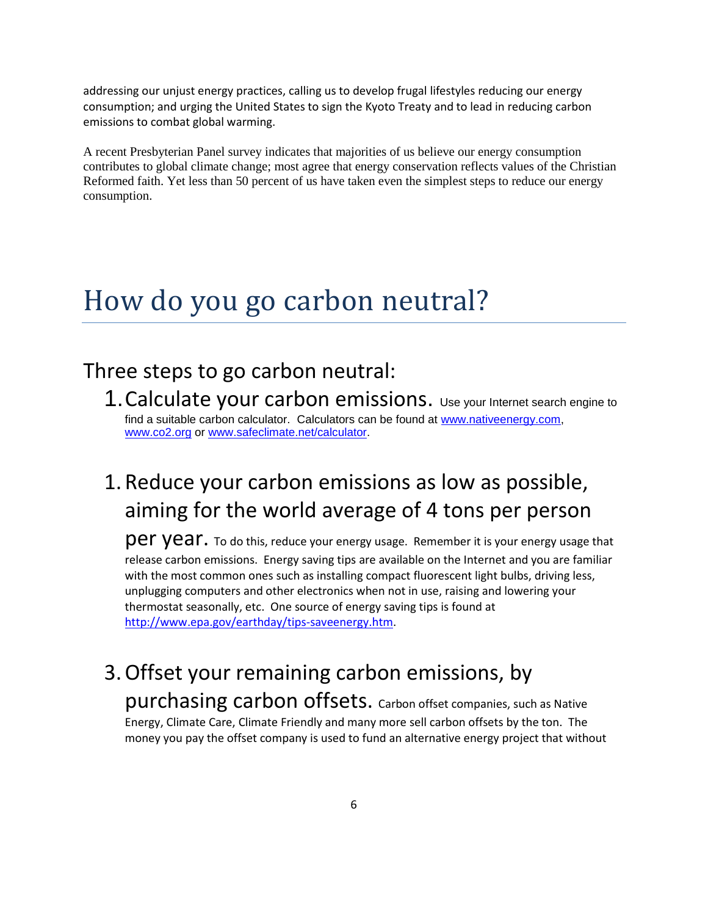addressing our unjust energy practices, calling us to develop frugal lifestyles reducing our energy consumption; and urging the United States to sign the Kyoto Treaty and to lead in reducing carbon emissions to combat global warming.

A recent Presbyterian Panel survey indicates that majorities of us believe our energy consumption contributes to global climate change; most agree that energy conservation reflects values of the Christian Reformed faith. Yet less than 50 percent of us have taken even the simplest steps to reduce our energy consumption.

# How do you go carbon neutral?

## Three steps to go carbon neutral:

1. **Calculate your carbon emissions.** Use your Internet search engine to find a suitable carbon calculator. Calculators can be found at www.nativeenergy.com, www.co2.org or www.safeclimate.net/calculator.

1. **Reduce your carbon emissions as low as possible, aiming for the world average of 4 tons per person per year.** To do this, reduce your energy usage. Remember it is your energy usage that release carbon emissions. Energy saving tips are available on the Internet and you are familiar with the most common ones such as installing compact fluorescent light bulbs, driving less, unplugging computers and other electronics when not in use, raising and lowering your thermostat seasonally, etc. One source of energy saving tips is found at http://www.epa.gov/earthday/tips-saveenergy.htm.

3. **Offset your remaining carbon emissions, by purchasing carbon offsets.** Carbon offset companies, such as Native Energy, Climate Care, Climate Friendly and many more sell carbon offsets by the ton. The money you pay the offset company is used to fund an alternative energy project that without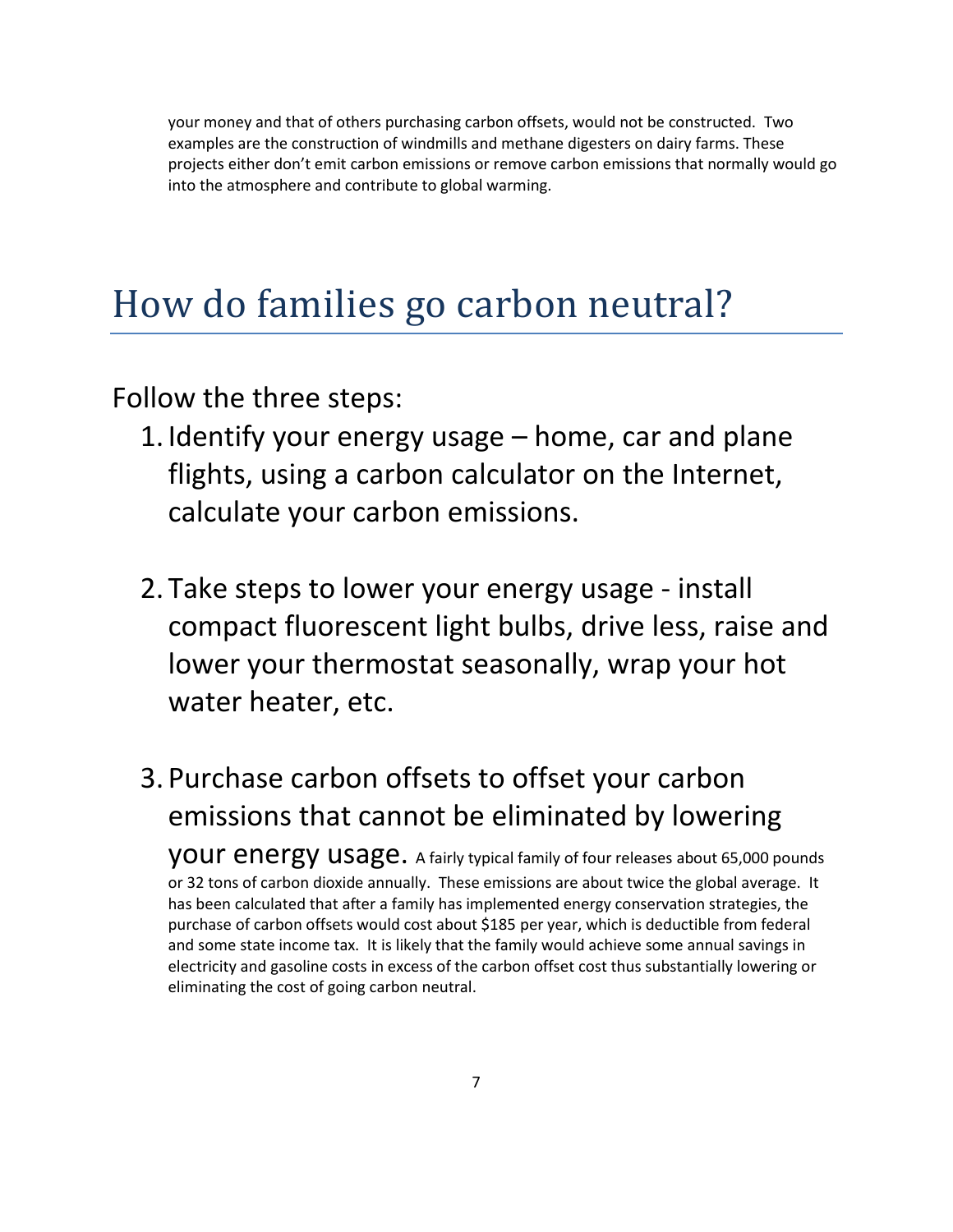your money and that of others purchasing carbon offsets, would not be constructed. Two examples are the construction of windmills and methane digesters on dairy farms. These projects either don't emit carbon emissions or remove carbon emissions that normally would go into the atmosphere and contribute to global warming.

# How do families go carbon neutral?

Follow the three steps:

1. Identify your energy usage – home, car and plane flights, using a carbon calculator on the Internet, calculate your carbon emissions.

2. Take steps to lower your energy usage - install compact fluorescent light bulbs, drive less, raise and lower your thermostat seasonally, wrap your hot water heater, etc.

3. Purchase carbon offsets to offset your carbon emissions that cannot be eliminated by lowering your energy usage. A fairly typical family of four releases about 65,000 pounds or 32 tons of carbon dioxide annually. These emissions are about twice the global average. It has been calculated that after a family has implemented energy conservation strategies, the purchase of carbon offsets would cost about $185 per year, which is deductible from federal and some state income tax. It is likely that the family would achieve some annual savings in electricity and gasoline costs in excess of the carbon offset cost thus substantially lowering or eliminating the cost of going carbon neutral.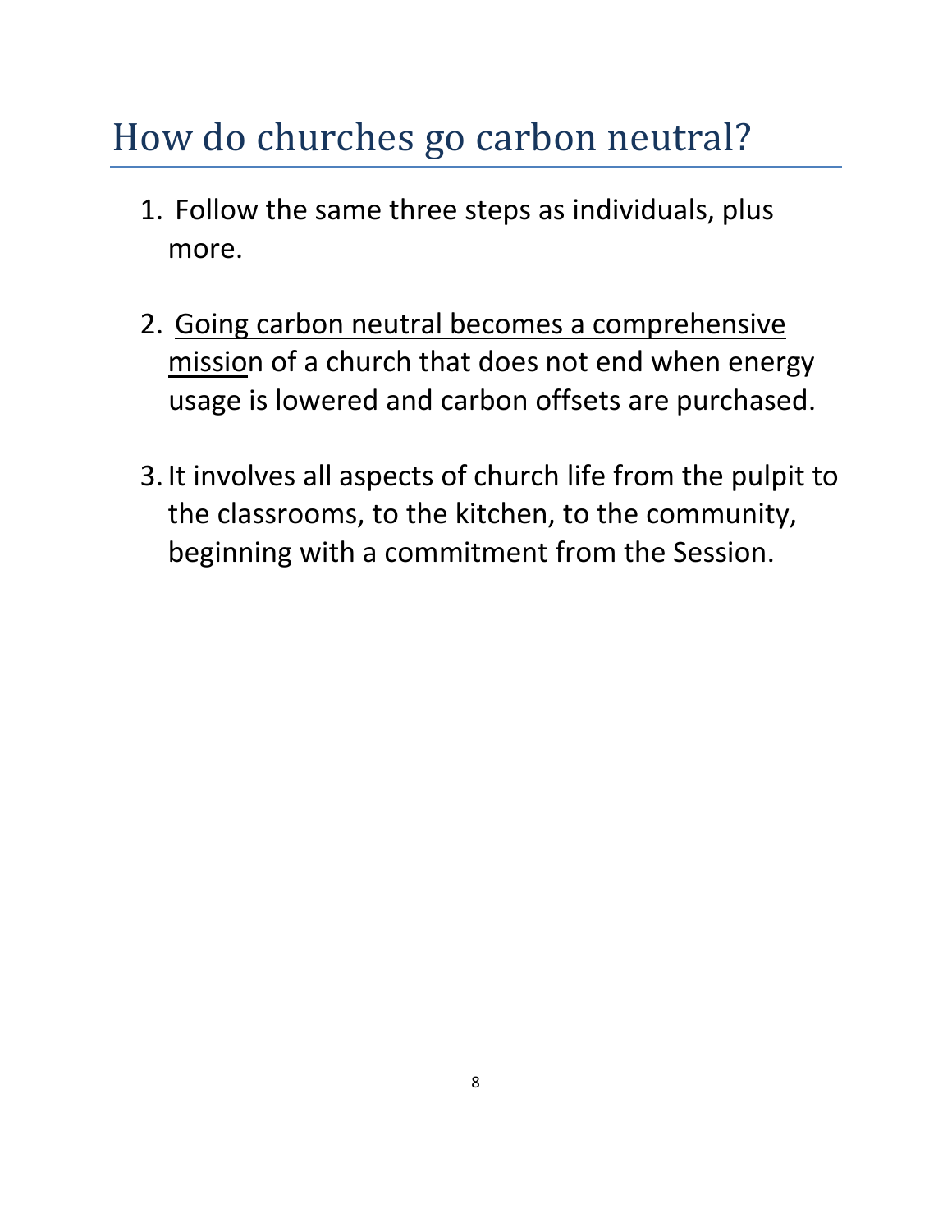# How do churches go carbon neutral?

1. Follow the same three steps as individuals, plus more.

2. Going carbon neutral becomes a comprehensive mission of a church that does not end when energy usage is lowered and carbon offsets are purchased.

3. It involves all aspects of church life from the pulpit to the classrooms, to the kitchen, to the community, beginning with a commitment from the Session.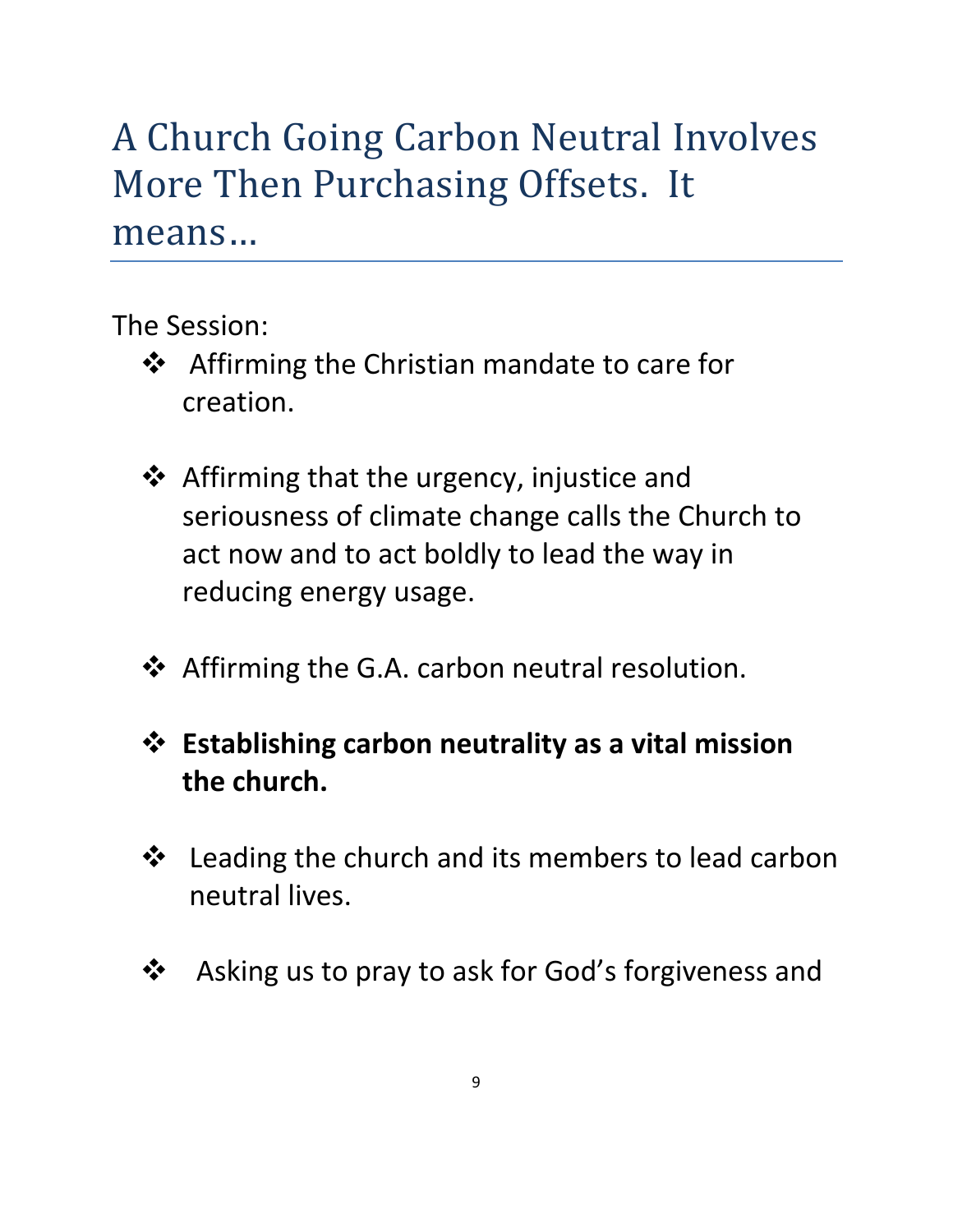# A Church Going Carbon Neutral Involves More Then Purchasing Offsets. It means…

The Session:

- Affirming the Christian mandate to care for creation.
- Affirming that the urgency, injustice and seriousness of climate change calls the Church to act now and to act boldly to lead the way in reducing energy usage.
- Affirming the G.A. carbon neutral resolution.
- **Establishing carbon neutrality as a vital mission the church.**
- Leading the church and its members to lead carbon neutral lives.
- Asking us to pray to ask for God's forgiveness and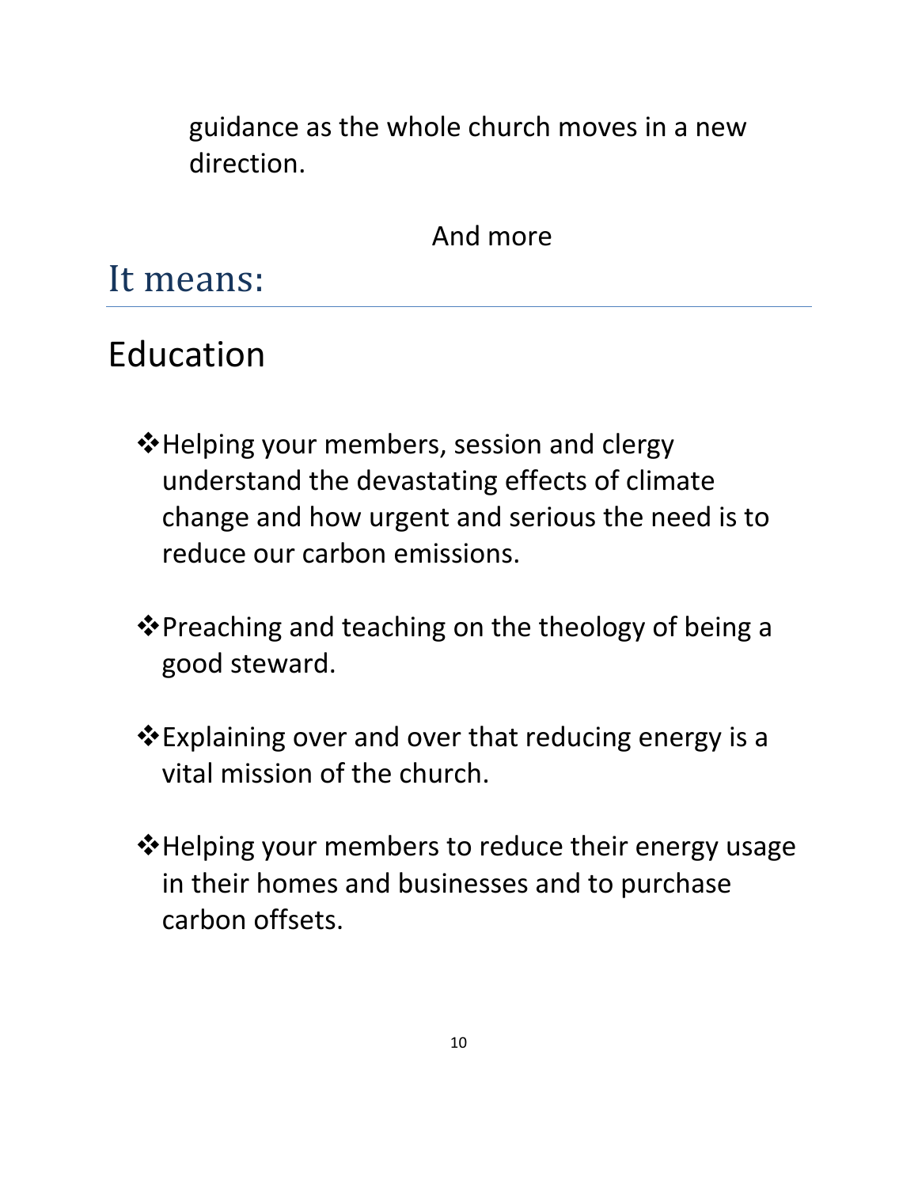guidance as the whole church moves in a new direction.

And more

# It means:

## Education

- Helping your members, session and clergy understand the devastating effects of climate change and how urgent and serious the need is to reduce our carbon emissions.
- Preaching and teaching on the theology of being a good steward.
- Explaining over and over that reducing energy is a vital mission of the church.
- Helping your members to reduce their energy usage in their homes and businesses and to purchase carbon offsets.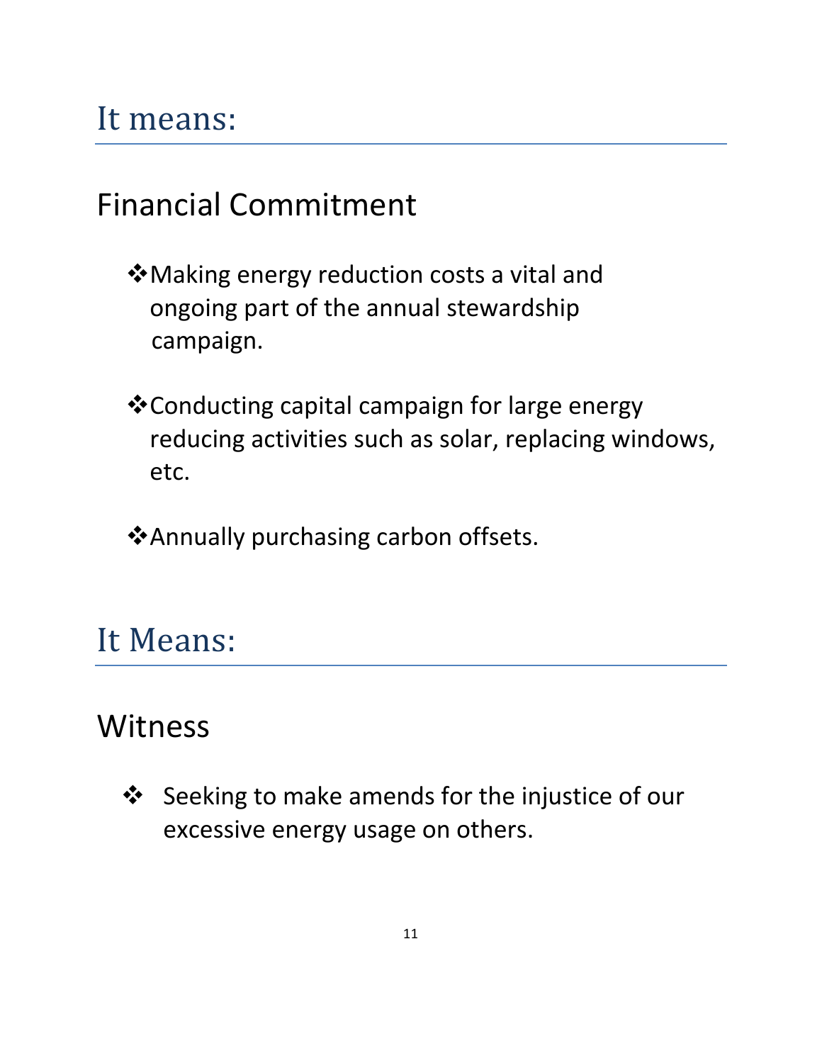## It means:

### Financial Commitment

- Making energy reduction costs a vital and ongoing part of the annual stewardship campaign.
- Conducting capital campaign for large energy reducing activities such as solar, replacing windows, etc.
- Annually purchasing carbon offsets.

## It Means:

### Witness

- Seeking to make amends for the injustice of our excessive energy usage on others.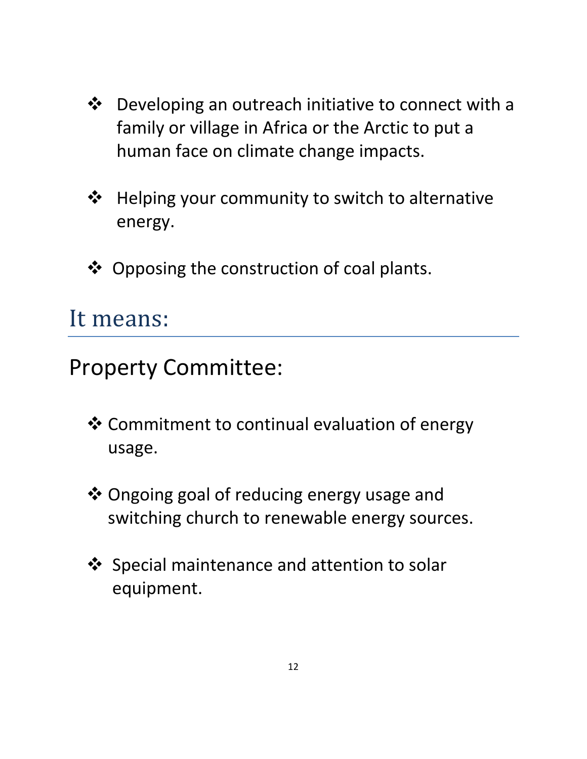- Developing an outreach initiative to connect with a family or village in Africa or the Arctic to put a human face on climate change impacts.

- Helping your community to switch to alternative energy.

- Opposing the construction of coal plants.

## It means:

### Property Committee:

- Commitment to continual evaluation of energy usage.

- Ongoing goal of reducing energy usage and switching church to renewable energy sources.

- Special maintenance and attention to solar equipment.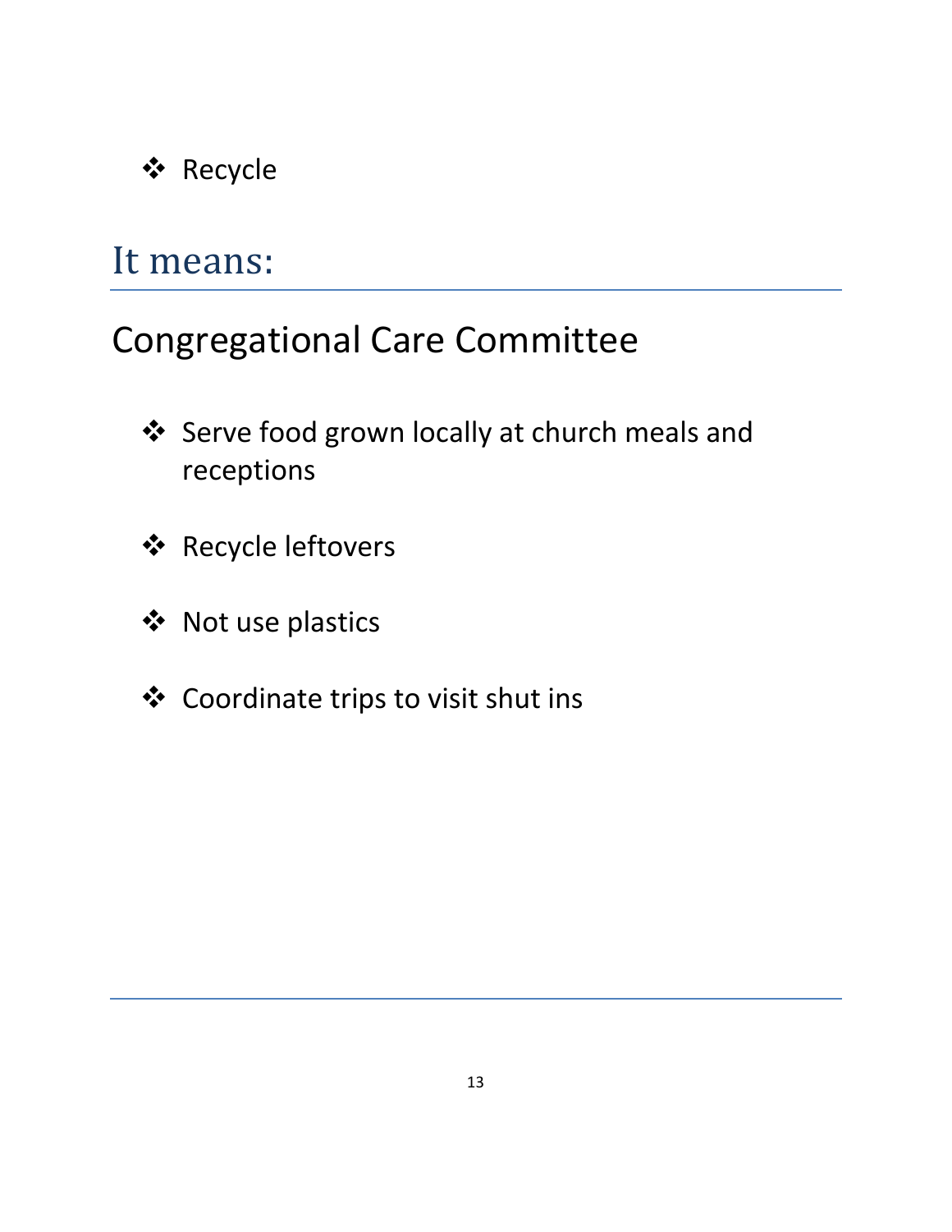- Recycle

# It means:

## Congregational Care Committee

- Serve food grown locally at church meals and receptions
- Recycle leftovers
- Not use plastics
- Coordinate trips to visit shut ins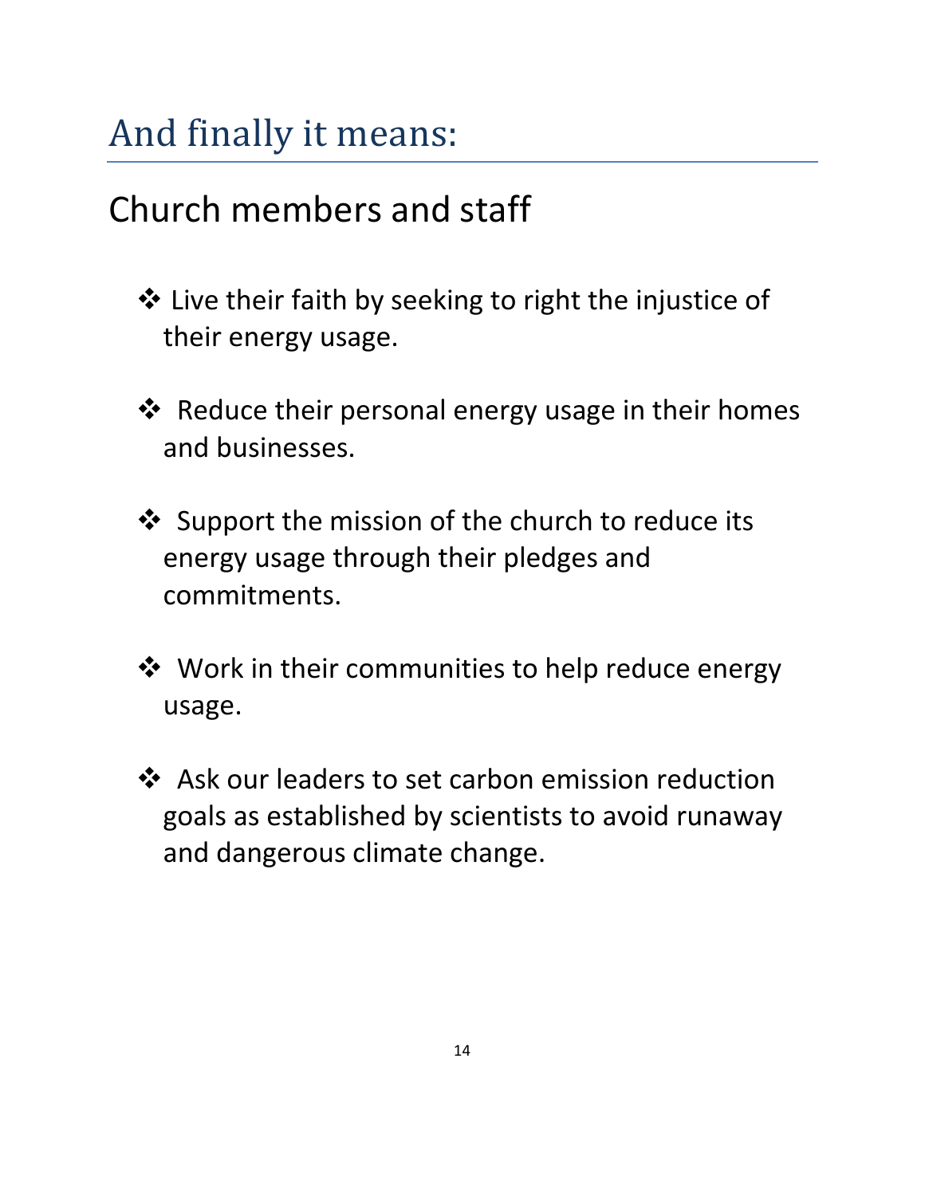# And finally it means:

## Church members and staff

- Live their faith by seeking to right the injustice of their energy usage.
- Reduce their personal energy usage in their homes and businesses.
- Support the mission of the church to reduce its energy usage through their pledges and commitments.
- Work in their communities to help reduce energy usage.
- Ask our leaders to set carbon emission reduction goals as established by scientists to avoid runaway and dangerous climate change.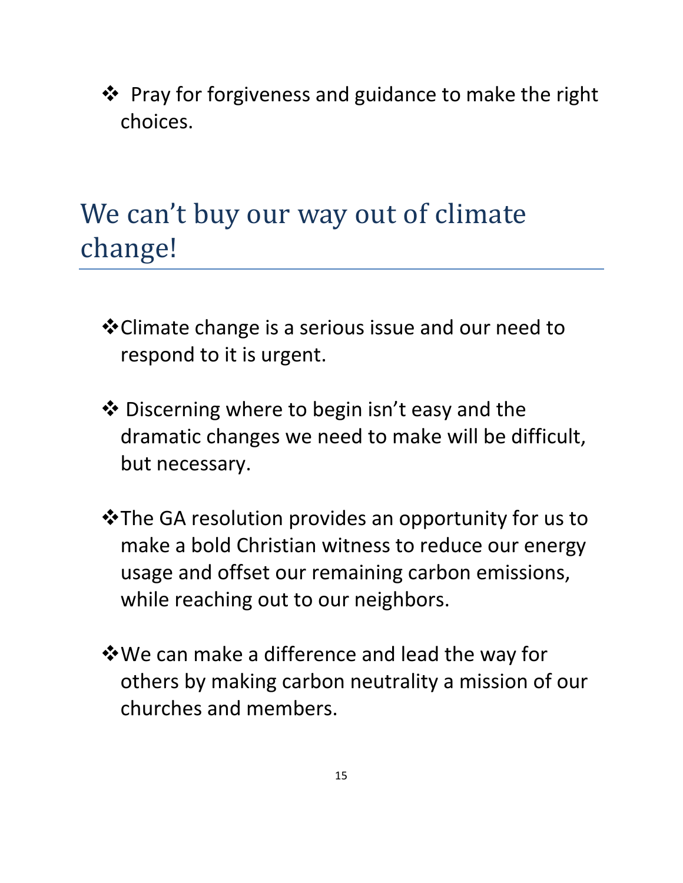- Pray for forgiveness and guidance to make the right choices.

## We can't buy our way out of climate change!

- Climate change is a serious issue and our need to respond to it is urgent.

- Discerning where to begin isn't easy and the dramatic changes we need to make will be difficult, but necessary.

- The GA resolution provides an opportunity for us to make a bold Christian witness to reduce our energy usage and offset our remaining carbon emissions, while reaching out to our neighbors.

- We can make a difference and lead the way for others by making carbon neutrality a mission of our churches and members.